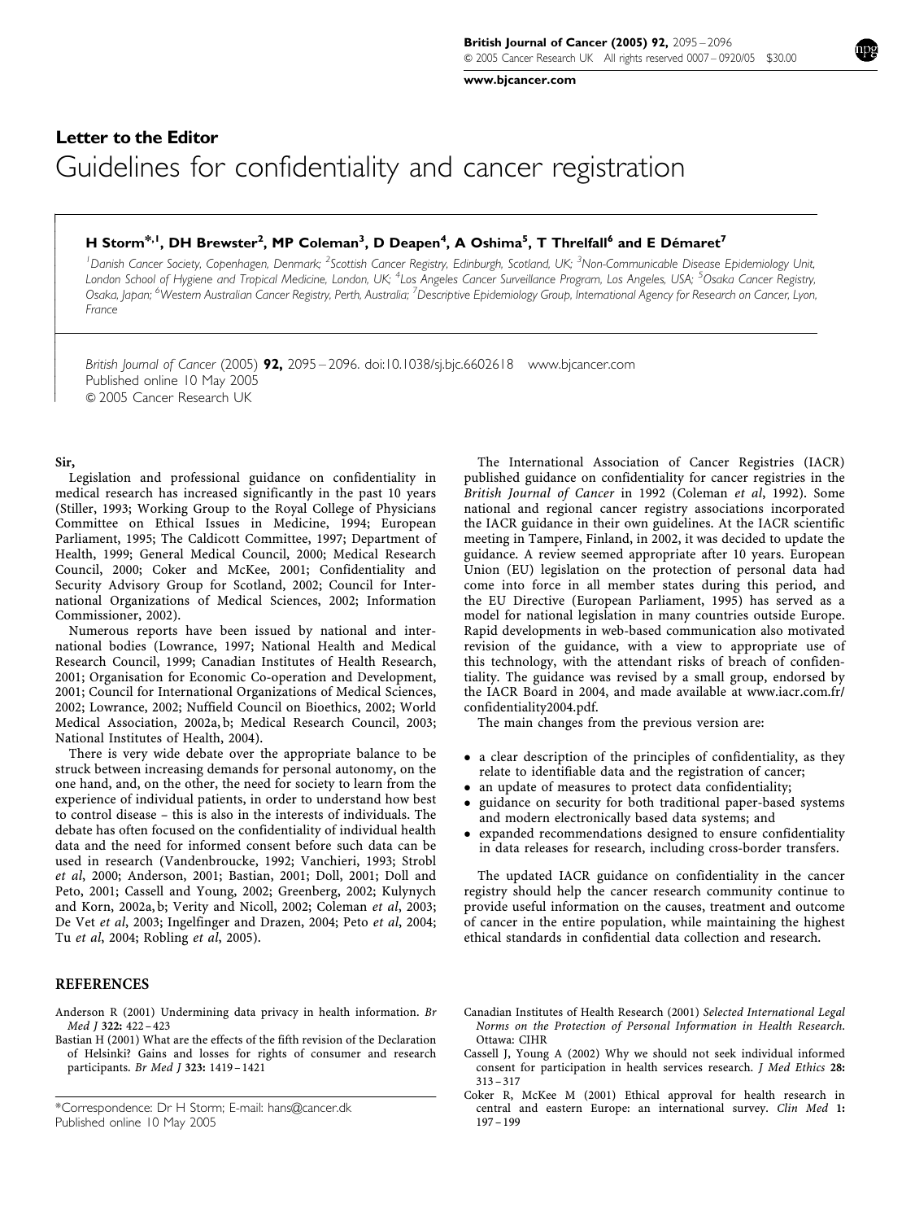## Letter to the Editor

# Guidelines for confidentiality and cancer registration

**H Storm*[,1], DH Brewster[2], MP Coleman[3], D Deapen[4], A Oshima[5], T Threlfall[6] and E Démaret[7]**

[1]Danish Cancer Society, Copenhagen, Denmark; [2]Scottish Cancer Registry, Edinburgh, Scotland, UK; [3]Non-Communicable Disease Epidemiology Unit, London School of Hygiene and Tropical Medicine, London, UK; [4]Los Angeles Cancer Surveillance Program, Los Angeles, USA; [5]Osaka Cancer Registry, Osaka, Japan; [6]Western Australian Cancer Registry, Perth, Australia; [7]Descriptive Epidemiology Group, International Agency for Research on Cancer, Lyon, France

*British Journal of Cancer* (2005) **92,** 2095–2096. doi:10.1038/sj.bjc.6602618 www.bjcancer.com
Published online 10 May 2005
© 2005 Cancer Research UK

**Sir,**

Legislation and professional guidance on confidentiality in medical research has increased significantly in the past 10 years (Stiller, 1993; Working Group to the Royal College of Physicians Committee on Ethical Issues in Medicine, 1994; European Parliament, 1995; The Caldicott Committee, 1997; Department of Health, 1999; General Medical Council, 2000; Medical Research Council, 2000; Coker and McKee, 2001; Confidentiality and Security Advisory Group for Scotland, 2002; Council for International Organizations of Medical Sciences, 2002; Information Commissioner, 2002).

Numerous reports have been issued by national and international bodies (Lowrance, 1997; National Health and Medical Research Council, 1999; Canadian Institutes of Health Research, 2001; Organisation for Economic Co-operation and Development, 2001; Council for International Organizations of Medical Sciences, 2002; Lowrance, 2002; Nuffield Council on Bioethics, 2002; World Medical Association, 2002a, b; Medical Research Council, 2003; National Institutes of Health, 2004).

There is very wide debate over the appropriate balance to be struck between increasing demands for personal autonomy, on the one hand, and, on the other, the need for society to learn from the experience of individual patients, in order to understand how best to control disease – this is also in the interests of individuals. The debate has often focused on the confidentiality of individual health data and the need for informed consent before such data can be used in research (Vandenbroucke, 1992; Vanchieri, 1993; Strobl *et al*, 2000; Anderson, 2001; Bastian, 2001; Doll, 2001; Doll and Peto, 2001; Cassell and Young, 2002; Greenberg, 2002; Kulynych and Korn, 2002a, b; Verity and Nicoll, 2002; Coleman *et al*, 2003; De Vet *et al*, 2003; Ingelfinger and Drazen, 2004; Peto *et al*, 2004; Tu *et al*, 2004; Robling *et al*, 2005).

The International Association of Cancer Registries (IACR) published guidance on confidentiality for cancer registries in the *British Journal of Cancer* in 1992 (Coleman *et al*, 1992). Some national and regional cancer registry associations incorporated the IACR guidance in their own guidelines. At the IACR scientific meeting in Tampere, Finland, in 2002, it was decided to update the guidance. A review seemed appropriate after 10 years. European Union (EU) legislation on the protection of personal data had come into force in all member states during this period, and the EU Directive (European Parliament, 1995) has served as a model for national legislation in many countries outside Europe. Rapid developments in web-based communication also motivated revision of the guidance, with a view to appropriate use of this technology, with the attendant risks of breach of confidentiality. The guidance was revised by a small group, endorsed by the IACR Board in 2004, and made available at www.iacr.com.fr/confidentiality2004.pdf.

The main changes from the previous version are:

- a clear description of the principles of confidentiality, as they relate to identifiable data and the registration of cancer;
- an update of measures to protect data confidentiality;
- guidance on security for both traditional paper-based systems and modern electronically based data systems; and
- expanded recommendations designed to ensure confidentiality in data releases for research, including cross-border transfers.

The updated IACR guidance on confidentiality in the cancer registry should help the cancer research community continue to provide useful information on the causes, treatment and outcome of cancer in the entire population, while maintaining the highest ethical standards in confidential data collection and research.

## REFERENCES

Anderson R (2001) Undermining data privacy in health information. *Br Med J* **322:** 422–423

Bastian H (2001) What are the effects of the fifth revision of the Declaration of Helsinki? Gains and losses for rights of consumer and research participants. *Br Med J* **323:** 1419–1421

Canadian Institutes of Health Research (2001) *Selected International Legal Norms on the Protection of Personal Information in Health Research*. Ottawa: CIHR

Cassell J, Young A (2002) Why we should not seek individual informed consent for participation in health services research. *J Med Ethics* **28:** 313–317

Coker R, McKee M (2001) Ethical approval for health research in central and eastern Europe: an international survey. *Clin Med* **1:** 197–199

*Correspondence: Dr H Storm; E-mail: hans@cancer.dk
Published online 10 May 2005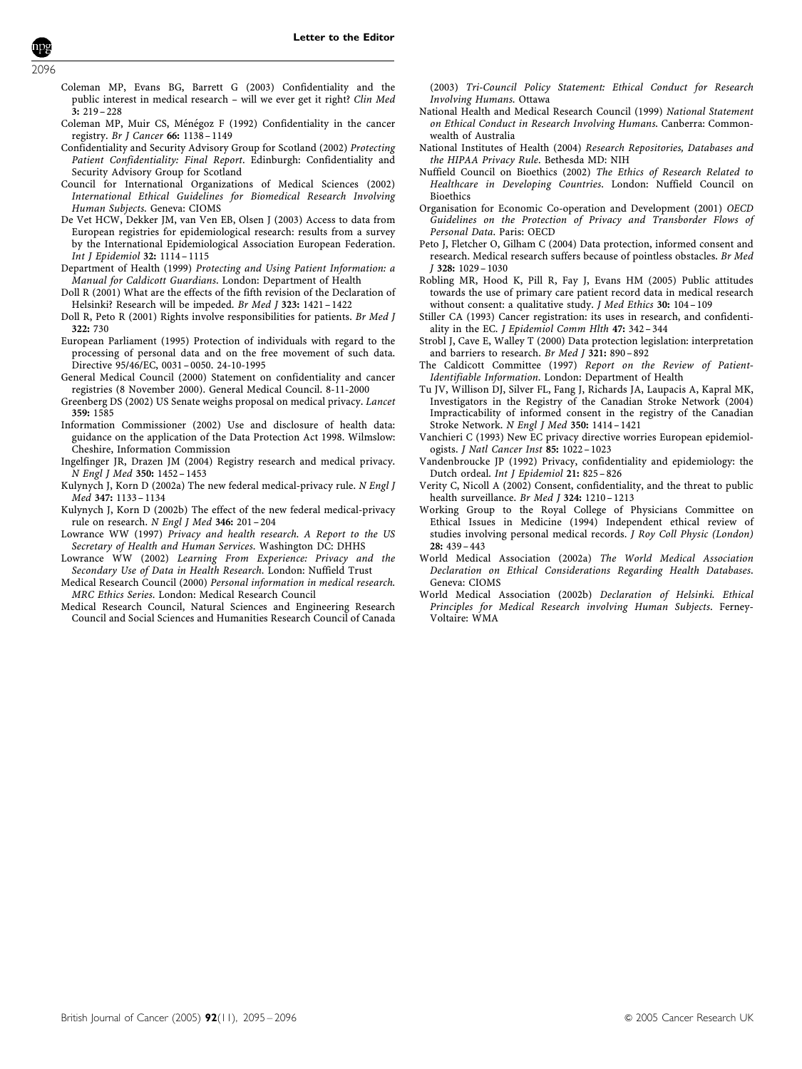Coleman MP, Evans BG, Barrett G (2003) Confidentiality and the public interest in medical research – will we ever get it right? *Clin Med* **3:** 219 – 228

Coleman MP, Muir CS, Ménégoz F (1992) Confidentiality in the cancer registry. *Br J Cancer* **66:** 1138 – 1149

Confidentiality and Security Advisory Group for Scotland (2002) *Protecting Patient Confidentiality: Final Report*. Edinburgh: Confidentiality and Security Advisory Group for Scotland

Council for International Organizations of Medical Sciences (2002) *International Ethical Guidelines for Biomedical Research Involving Human Subjects*. Geneva: CIOMS

De Vet HCW, Dekker JM, van Ven EB, Olsen J (2003) Access to data from European registries for epidemiological research: results from a survey by the International Epidemiological Association European Federation. *Int J Epidemiol* **32:** 1114 – 1115

Department of Health (1999) *Protecting and Using Patient Information: a Manual for Caldicott Guardians*. London: Department of Health

Doll R (2001) What are the effects of the fifth revision of the Declaration of Helsinki? Research will be impeded. *Br Med J* **323:** 1421 – 1422

Doll R, Peto R (2001) Rights involve responsibilities for patients. *Br Med J* **322:** 730

European Parliament (1995) Protection of individuals with regard to the processing of personal data and on the free movement of such data. Directive 95/46/EC, 0031 – 0050. 24-10-1995

General Medical Council (2000) Statement on confidentiality and cancer registries (8 November 2000). General Medical Council. 8-11-2000

Greenberg DS (2002) US Senate weighs proposal on medical privacy. *Lancet* **359:** 1585

Information Commissioner (2002) Use and disclosure of health data: guidance on the application of the Data Protection Act 1998. Wilmslow: Cheshire, Information Commission

Ingelfinger JR, Drazen JM (2004) Registry research and medical privacy. *N Engl J Med* **350:** 1452 – 1453

Kulynych J, Korn D (2002a) The new federal medical-privacy rule. *N Engl J Med* **347:** 1133 – 1134

Kulynych J, Korn D (2002b) The effect of the new federal medical-privacy rule on research. *N Engl J Med* **346:** 201 – 204

Lowrance WW (1997) *Privacy and health research. A Report to the US Secretary of Health and Human Services*. Washington DC: DHHS

Lowrance WW (2002) *Learning From Experience: Privacy and the Secondary Use of Data in Health Research*. London: Nuffield Trust

Medical Research Council (2000) *Personal information in medical research. MRC Ethics Series*. London: Medical Research Council

Medical Research Council, Natural Sciences and Engineering Research Council and Social Sciences and Humanities Research Council of Canada (2003) *Tri-Council Policy Statement: Ethical Conduct for Research Involving Humans*. Ottawa

National Health and Medical Research Council (1999) *National Statement on Ethical Conduct in Research Involving Humans*. Canberra: Commonwealth of Australia

National Institutes of Health (2004) *Research Repositories, Databases and the HIPAA Privacy Rule*. Bethesda MD: NIH

Nuffield Council on Bioethics (2002) *The Ethics of Research Related to Healthcare in Developing Countries*. London: Nuffield Council on Bioethics

Organisation for Economic Co-operation and Development (2001) *OECD Guidelines on the Protection of Privacy and Transborder Flows of Personal Data*. Paris: OECD

Peto J, Fletcher O, Gilham C (2004) Data protection, informed consent and research. Medical research suffers because of pointless obstacles. *Br Med J* **328:** 1029 – 1030

Robling MR, Hood K, Pill R, Fay J, Evans HM (2005) Public attitudes towards the use of primary care patient record data in medical research without consent: a qualitative study. *J Med Ethics* **30:** 104 – 109

Stiller CA (1993) Cancer registration: its uses in research, and confidentiality in the EC. *J Epidemiol Comm Hlth* **47:** 342 – 344

Strobl J, Cave E, Walley T (2000) Data protection legislation: interpretation and barriers to research. *Br Med J* **321:** 890 – 892

The Caldicott Committee (1997) *Report on the Review of Patient-Identifiable Information*. London: Department of Health

Tu JV, Willison DJ, Silver FL, Fang J, Richards JA, Laupacis A, Kapral MK, Investigators in the Registry of the Canadian Stroke Network (2004) Impracticability of informed consent in the registry of the Canadian Stroke Network. *N Engl J Med* **350:** 1414 – 1421

Vanchieri C (1993) New EC privacy directive worries European epidemiologists. *J Natl Cancer Inst* **85:** 1022 – 1023

Vandenbroucke JP (1992) Privacy, confidentiality and epidemiology: the Dutch ordeal. *Int J Epidemiol* **21:** 825 – 826

Verity C, Nicoll A (2002) Consent, confidentiality, and the threat to public health surveillance. *Br Med J* **324:** 1210 – 1213

Working Group to the Royal College of Physicians Committee on Ethical Issues in Medicine (1994) Independent ethical review of studies involving personal medical records. *J Roy Coll Physic (London)* **28:** 439 – 443

World Medical Association (2002a) *The World Medical Association Declaration on Ethical Considerations Regarding Health Databases*. Geneva: CIOMS

World Medical Association (2002b) *Declaration of Helsinki. Ethical Principles for Medical Research involving Human Subjects*. Ferney-Voltaire: WMA